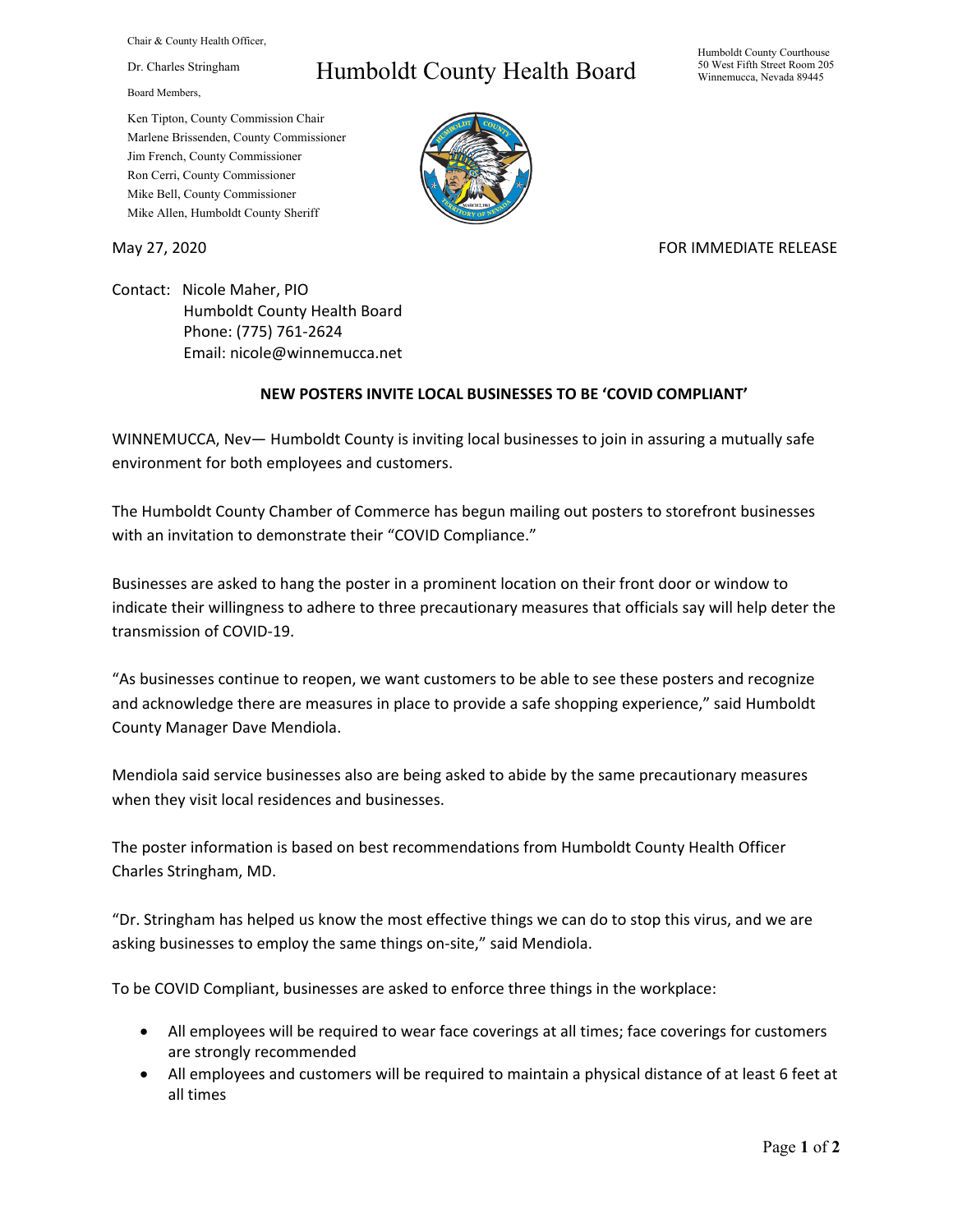Chair & County Health Officer,

Dr. Charles Stringham

Board Members,

Ken Tipton, County Commission Chair
Marlene Brissenden, County Commissioner
Jim French, County Commissioner
Ron Cerri, County Commissioner
Mike Bell, County Commissioner
Mike Allen, Humboldt County Sheriff

# Humboldt County Health Board

Humboldt County Courthouse
50 West Fifth Street Room 205
Winnemucca, Nevada 89445

May 27, 2020

FOR IMMEDIATE RELEASE

Contact: Nicole Maher, PIO
Humboldt County Health Board
Phone: (775) 761-2624
Email: nicole@winnemucca.net

**NEW POSTERS INVITE LOCAL BUSINESSES TO BE 'COVID COMPLIANT'**

WINNEMUCCA, Nev— Humboldt County is inviting local businesses to join in assuring a mutually safe environment for both employees and customers.

The Humboldt County Chamber of Commerce has begun mailing out posters to storefront businesses with an invitation to demonstrate their "COVID Compliance."

Businesses are asked to hang the poster in a prominent location on their front door or window to indicate their willingness to adhere to three precautionary measures that officials say will help deter the transmission of COVID-19.

"As businesses continue to reopen, we want customers to be able to see these posters and recognize and acknowledge there are measures in place to provide a safe shopping experience," said Humboldt County Manager Dave Mendiola.

Mendiola said service businesses also are being asked to abide by the same precautionary measures when they visit local residences and businesses.

The poster information is based on best recommendations from Humboldt County Health Officer Charles Stringham, MD.

"Dr. Stringham has helped us know the most effective things we can do to stop this virus, and we are asking businesses to employ the same things on-site," said Mendiola.

To be COVID Compliant, businesses are asked to enforce three things in the workplace:

- All employees will be required to wear face coverings at all times; face coverings for customers are strongly recommended
- All employees and customers will be required to maintain a physical distance of at least 6 feet at all times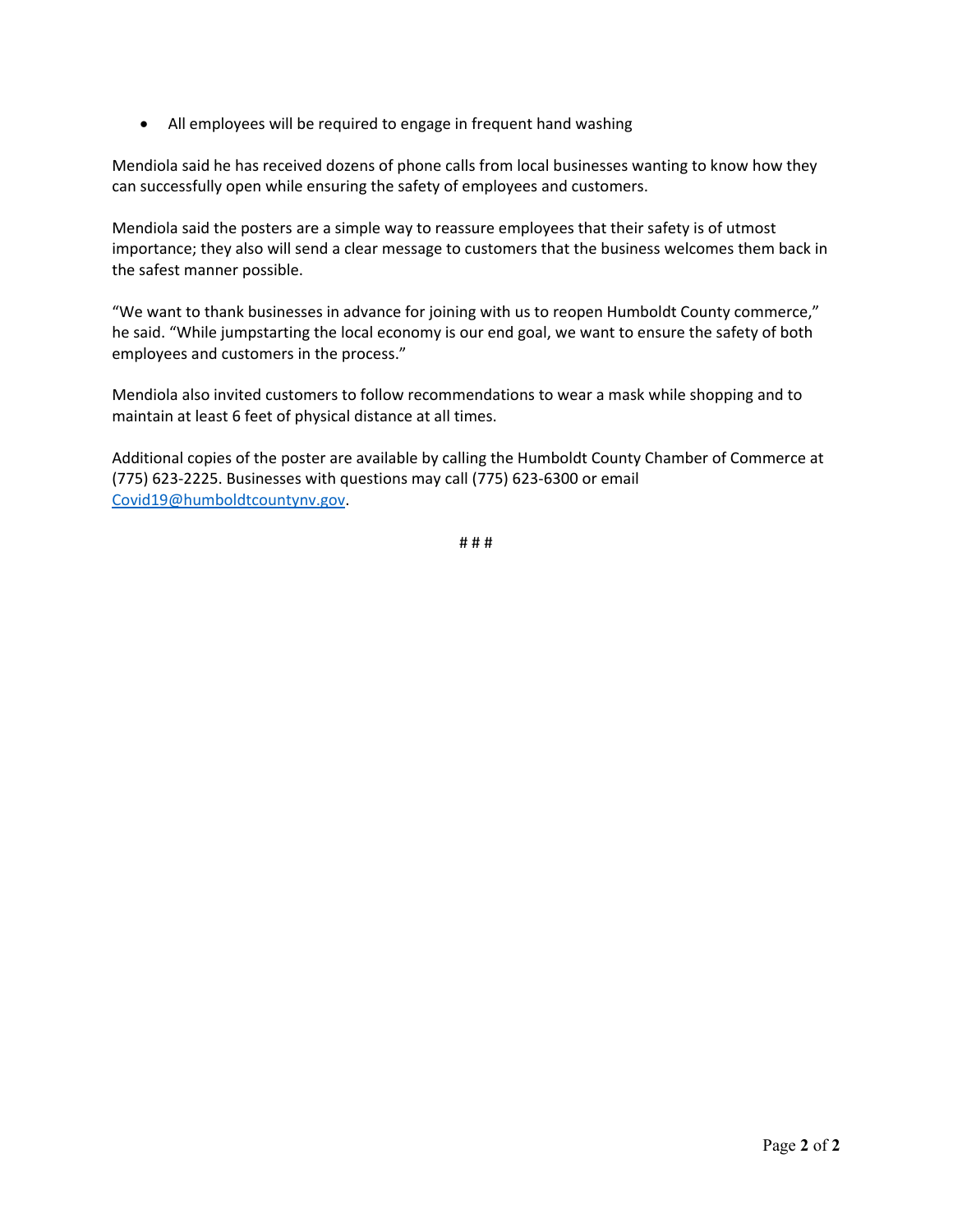- All employees will be required to engage in frequent hand washing

Mendiola said he has received dozens of phone calls from local businesses wanting to know how they can successfully open while ensuring the safety of employees and customers.

Mendiola said the posters are a simple way to reassure employees that their safety is of utmost importance; they also will send a clear message to customers that the business welcomes them back in the safest manner possible.

"We want to thank businesses in advance for joining with us to reopen Humboldt County commerce," he said. "While jumpstarting the local economy is our end goal, we want to ensure the safety of both employees and customers in the process."

Mendiola also invited customers to follow recommendations to wear a mask while shopping and to maintain at least 6 feet of physical distance at all times.

Additional copies of the poster are available by calling the Humboldt County Chamber of Commerce at (775) 623-2225. Businesses with questions may call (775) 623-6300 or email Covid19@humboldtcountynv.gov.

# # #